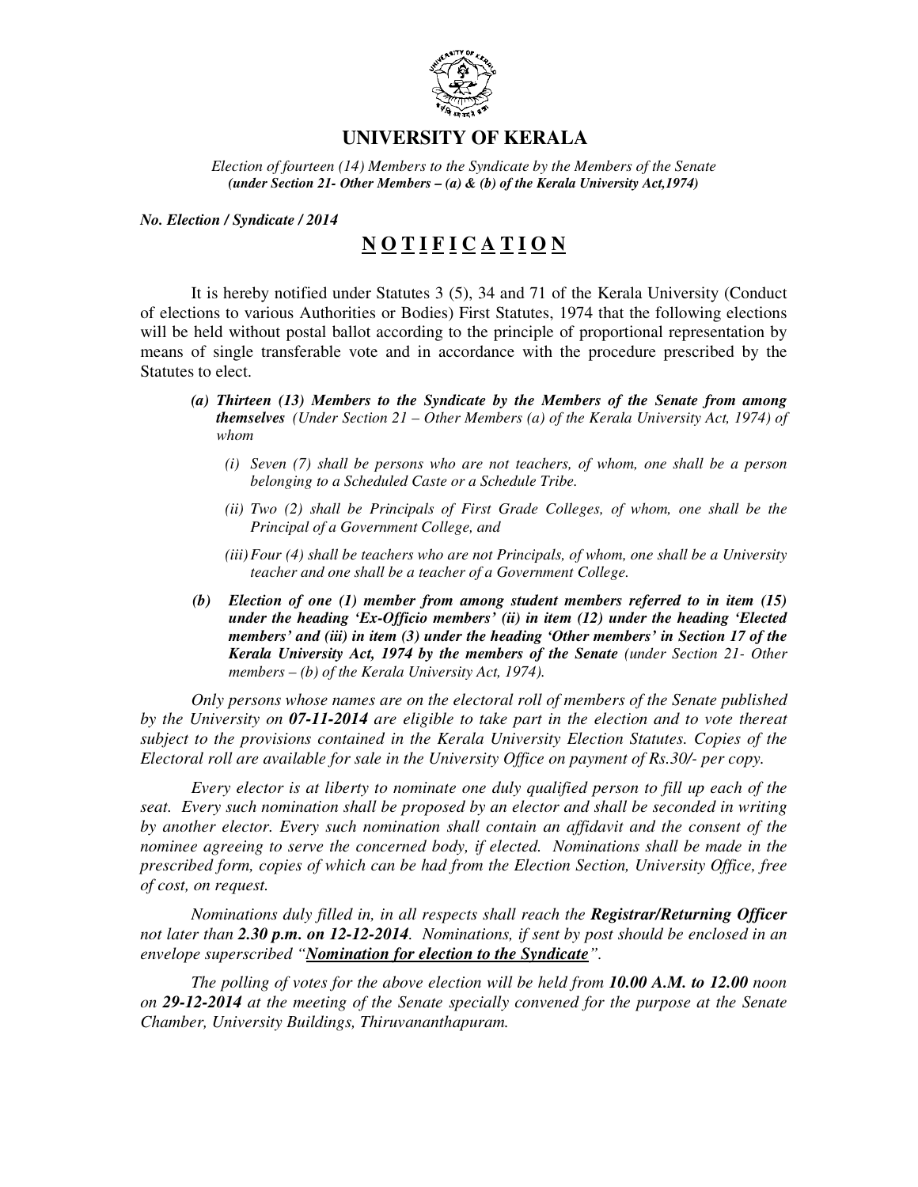# UNIVERSITY OF KERALA

*Election of fourteen (14) Members to the Syndicate by the Members of the Senate*
***(under Section 21- Other Members – (a) & (b) of the Kerala University Act,1974)***

***No. Election / Syndicate / 2014***

## N O T I F I C A T I O N

It is hereby notified under Statutes 3 (5), 34 and 71 of the Kerala University (Conduct of elections to various Authorities or Bodies) First Statutes, 1974 that the following elections will be held without postal ballot according to the principle of proportional representation by means of single transferable vote and in accordance with the procedure prescribed by the Statutes to elect.

*(a)* ***Thirteen (13) Members to the Syndicate by the Members of the Senate from among themselves*** *(Under Section 21 – Other Members (a) of the Kerala University Act, 1974) of whom*

- *(i) Seven (7) shall be persons who are not teachers, of whom, one shall be a person belonging to a Scheduled Caste or a Schedule Tribe.*
- *(ii) Two (2) shall be Principals of First Grade Colleges, of whom, one shall be the Principal of a Government College, and*
- *(iii) Four (4) shall be teachers who are not Principals, of whom, one shall be a University teacher and one shall be a teacher of a Government College.*

*(b)* ***Election of one (1) member from among student members referred to in item (15) under the heading 'Ex-Officio members' (ii) in item (12) under the heading 'Elected members' and (iii) in item (3) under the heading 'Other members' in Section 17 of the Kerala University Act, 1974 by the members of the Senate*** *(under Section 21- Other members – (b) of the Kerala University Act, 1974).*

*Only persons whose names are on the electoral roll of members of the Senate published by the University on* ***07-11-2014*** *are eligible to take part in the election and to vote thereat subject to the provisions contained in the Kerala University Election Statutes. Copies of the Electoral roll are available for sale in the University Office on payment of Rs.30/- per copy.*

*Every elector is at liberty to nominate one duly qualified person to fill up each of the seat. Every such nomination shall be proposed by an elector and shall be seconded in writing by another elector. Every such nomination shall contain an affidavit and the consent of the nominee agreeing to serve the concerned body, if elected. Nominations shall be made in the prescribed form, copies of which can be had from the Election Section, University Office, free of cost, on request.*

*Nominations duly filled in, in all respects shall reach the* ***Registrar/Returning Officer*** *not later than* ***2.30 p.m. on 12-12-2014****. Nominations, if sent by post should be enclosed in an envelope superscribed "**Nomination for election to the Syndicate**".*

*The polling of votes for the above election will be held from* ***10.00 A.M. to 12.00*** *noon on* ***29-12-2014*** *at the meeting of the Senate specially convened for the purpose at the Senate Chamber, University Buildings, Thiruvananthapuram.*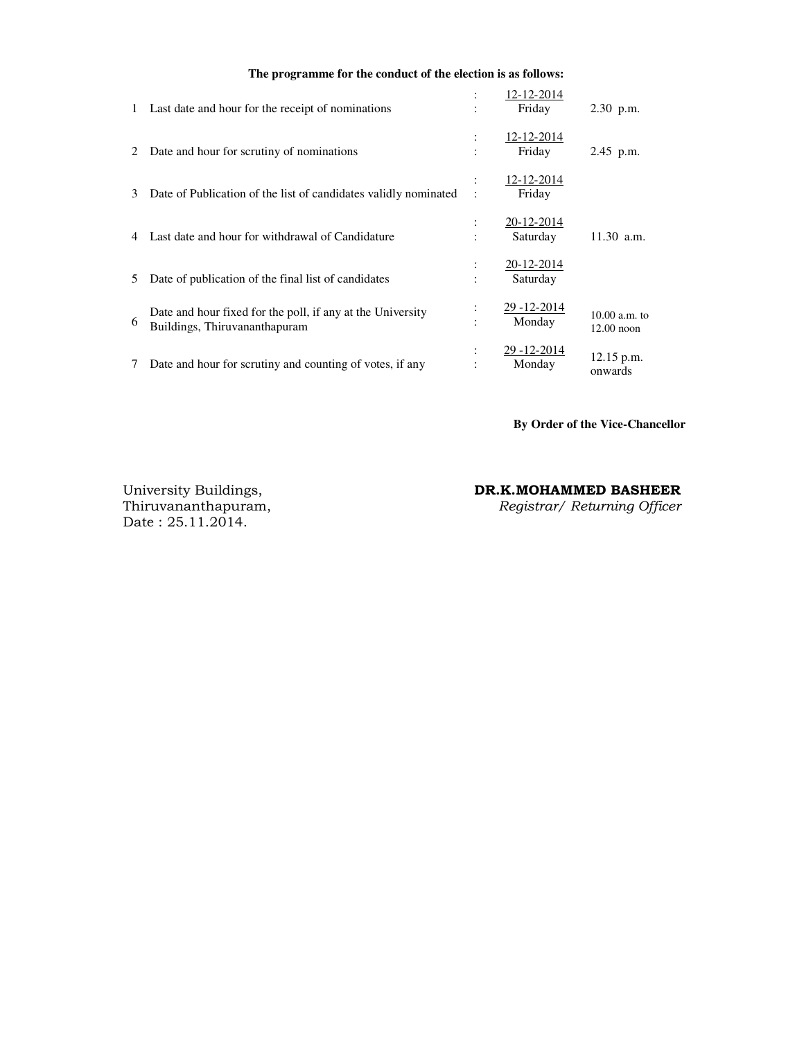**The programme for the conduct of the election is as follows:**

| | | | | |
|---|---|---|---|---|
| 1 | Last date and hour for the receipt of nominations | : | 12-12-2014 Friday | 2.30 p.m. |
| 2 | Date and hour for scrutiny of nominations | : | 12-12-2014 Friday | 2.45 p.m. |
| 3 | Date of Publication of the list of candidates validly nominated | : | 12-12-2014 Friday | |
| 4 | Last date and hour for withdrawal of Candidature | : | 20-12-2014 Saturday | 11.30 a.m. |
| 5 | Date of publication of the final list of candidates | : | 20-12-2014 Saturday | |
| 6 | Date and hour fixed for the poll, if any at the University Buildings, Thiruvananthapuram | : | 29 -12-2014 Monday | 10.00 a.m. to 12.00 noon |
| 7 | Date and hour for scrutiny and counting of votes, if any | : | 29 -12-2014 Monday | 12.15 p.m. onwards |

**By Order of the Vice-Chancellor**

University Buildings,
Thiruvananthapuram,
Date : 25.11.2014.

**DR.K.MOHAMMED BASHEER**
*Registrar/ Returning Officer*